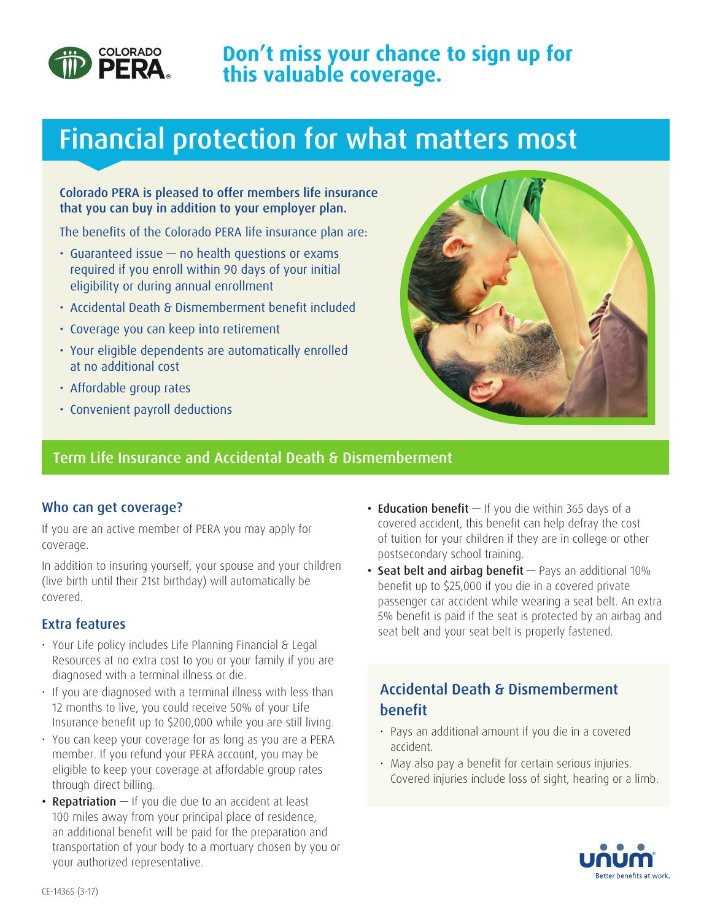COLORADO PERA

# Don't miss your chance to sign up for this valuable coverage.

# Financial protection for what matters most

**Colorado PERA is pleased to offer members life insurance that you can buy in addition to your employer plan.**

The benefits of the Colorado PERA life insurance plan are:

- Guaranteed issue — no health questions or exams required if you enroll within 90 days of your initial eligibility or during annual enrollment
- Accidental Death & Dismemberment benefit included
- Coverage you can keep into retirement
- Your eligible dependents are automatically enrolled at no additional cost
- Affordable group rates
- Convenient payroll deductions

## Term Life Insurance and Accidental Death & Dismemberment

### Who can get coverage?

If you are an active member of PERA you may apply for coverage.

In addition to insuring yourself, your spouse and your children (live birth until their 21st birthday) will automatically be covered.

### Extra features

- Your Life policy includes Life Planning Financial & Legal Resources at no extra cost to you or your family if you are diagnosed with a terminal illness or die.
- If you are diagnosed with a terminal illness with less than 12 months to live, you could receive 50% of your Life Insurance benefit up to $200,000 while you are still living.
- You can keep your coverage for as long as you are a PERA member. If you refund your PERA account, you may be eligible to keep your coverage at affordable group rates through direct billing.
- **Repatriation** — If you die due to an accident at least 100 miles away from your principal place of residence, an additional benefit will be paid for the preparation and transportation of your body to a mortuary chosen by you or your authorized representative.
- **Education benefit** — If you die within 365 days of a covered accident, this benefit can help defray the cost of tuition for your children if they are in college or other postsecondary school training.
- **Seat belt and airbag benefit** — Pays an additional 10% benefit up to $25,000 if you die in a covered private passenger car accident while wearing a seat belt. An extra 5% benefit is paid if the seat is protected by an airbag and seat belt and your seat belt is properly fastened.

### Accidental Death & Dismemberment benefit

- Pays an additional amount if you die in a covered accident.
- May also pay a benefit for certain serious injuries. Covered injuries include loss of sight, hearing or a limb.

unum — Better benefits at work.

CE-14365 (3-17)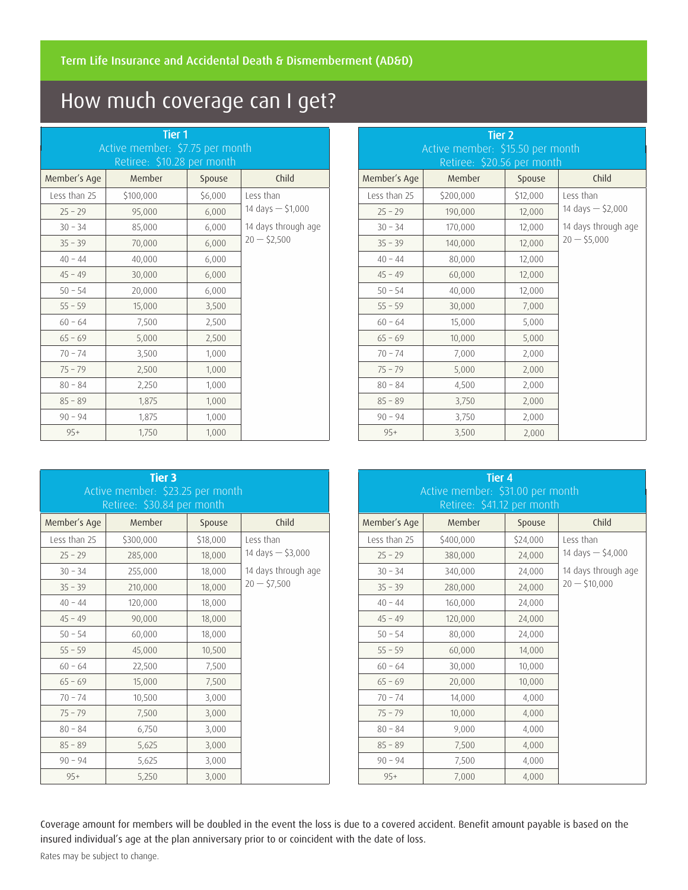## Term Life Insurance and Accidental Death & Dismemberment (AD&D)

# How much coverage can I get?

**Tier 1**
Active member: $7.75 per month
Retiree: $10.28 per month

| Member's Age | Member | Spouse | Child |
|---|---|---|---|
| Less than 25 | $100,000 | $6,000 | Less than 14 days — $1,000<br>14 days through age 20 — $2,500 |
| 25 - 29 | 95,000 | 6,000 | |
| 30 - 34 | 85,000 | 6,000 | |
| 35 - 39 | 70,000 | 6,000 | |
| 40 - 44 | 40,000 | 6,000 | |
| 45 - 49 | 30,000 | 6,000 | |
| 50 - 54 | 20,000 | 6,000 | |
| 55 - 59 | 15,000 | 3,500 | |
| 60 - 64 | 7,500 | 2,500 | |
| 65 - 69 | 5,000 | 2,500 | |
| 70 - 74 | 3,500 | 1,000 | |
| 75 - 79 | 2,500 | 1,000 | |
| 80 - 84 | 2,250 | 1,000 | |
| 85 - 89 | 1,875 | 1,000 | |
| 90 - 94 | 1,875 | 1,000 | |
| 95+ | 1,750 | 1,000 | |

**Tier 2**
Active member: $15.50 per month
Retiree: $20.56 per month

| Member's Age | Member | Spouse | Child |
|---|---|---|---|
| Less than 25 | $200,000 | $12,000 | Less than 14 days — $2,000<br>14 days through age 20 — $5,000 |
| 25 - 29 | 190,000 | 12,000 | |
| 30 - 34 | 170,000 | 12,000 | |
| 35 - 39 | 140,000 | 12,000 | |
| 40 - 44 | 80,000 | 12,000 | |
| 45 - 49 | 60,000 | 12,000 | |
| 50 - 54 | 40,000 | 12,000 | |
| 55 - 59 | 30,000 | 7,000 | |
| 60 - 64 | 15,000 | 5,000 | |
| 65 - 69 | 10,000 | 5,000 | |
| 70 - 74 | 7,000 | 2,000 | |
| 75 - 79 | 5,000 | 2,000 | |
| 80 - 84 | 4,500 | 2,000 | |
| 85 - 89 | 3,750 | 2,000 | |
| 90 - 94 | 3,750 | 2,000 | |
| 95+ | 3,500 | 2,000 | |

**Tier 3**
Active member: $23.25 per month
Retiree: $30.84 per month

| Member's Age | Member | Spouse | Child |
|---|---|---|---|
| Less than 25 | $300,000 | $18,000 | Less than 14 days — $3,000<br>14 days through age 20 — $7,500 |
| 25 - 29 | 285,000 | 18,000 | |
| 30 - 34 | 255,000 | 18,000 | |
| 35 - 39 | 210,000 | 18,000 | |
| 40 - 44 | 120,000 | 18,000 | |
| 45 - 49 | 90,000 | 18,000 | |
| 50 - 54 | 60,000 | 18,000 | |
| 55 - 59 | 45,000 | 10,500 | |
| 60 - 64 | 22,500 | 7,500 | |
| 65 - 69 | 15,000 | 7,500 | |
| 70 - 74 | 10,500 | 3,000 | |
| 75 - 79 | 7,500 | 3,000 | |
| 80 - 84 | 6,750 | 3,000 | |
| 85 - 89 | 5,625 | 3,000 | |
| 90 - 94 | 5,625 | 3,000 | |
| 95+ | 5,250 | 3,000 | |

**Tier 4**
Active member: $31.00 per month
Retiree: $41.12 per month

| Member's Age | Member | Spouse | Child |
|---|---|---|---|
| Less than 25 | $400,000 | $24,000 | Less than 14 days — $4,000<br>14 days through age 20 — $10,000 |
| 25 - 29 | 380,000 | 24,000 | |
| 30 - 34 | 340,000 | 24,000 | |
| 35 - 39 | 280,000 | 24,000 | |
| 40 - 44 | 160,000 | 24,000 | |
| 45 - 49 | 120,000 | 24,000 | |
| 50 - 54 | 80,000 | 24,000 | |
| 55 - 59 | 60,000 | 14,000 | |
| 60 - 64 | 30,000 | 10,000 | |
| 65 - 69 | 20,000 | 10,000 | |
| 70 - 74 | 14,000 | 4,000 | |
| 75 - 79 | 10,000 | 4,000 | |
| 80 - 84 | 9,000 | 4,000 | |
| 85 - 89 | 7,500 | 4,000 | |
| 90 - 94 | 7,500 | 4,000 | |
| 95+ | 7,000 | 4,000 | |

Coverage amount for members will be doubled in the event the loss is due to a covered accident. Benefit amount payable is based on the insured individual's age at the plan anniversary prior to or coincident with the date of loss.

Rates may be subject to change.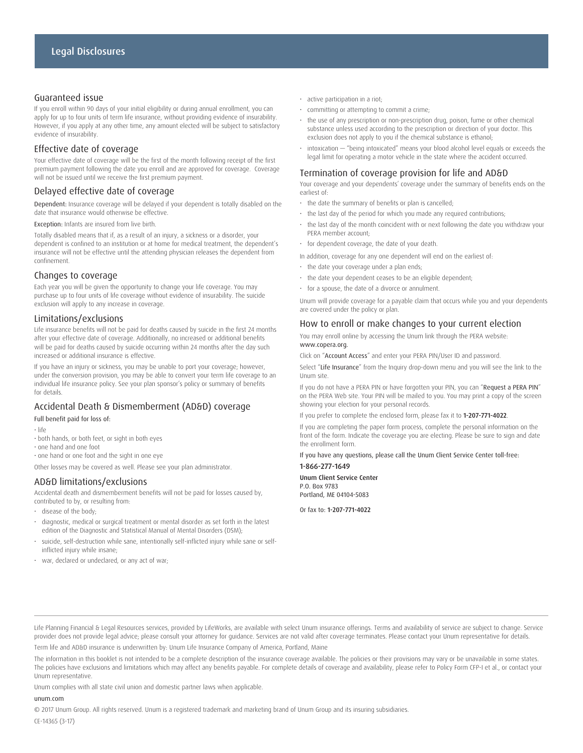# Legal Disclosures

## Guaranteed issue

If you enroll within 90 days of your initial eligibility or during annual enrollment, you can apply for up to four units of term life insurance, without providing evidence of insurability. However, if you apply at any other time, any amount elected will be subject to satisfactory evidence of insurability.

## Effective date of coverage

Your effective date of coverage will be the first of the month following receipt of the first premium payment following the date you enroll and are approved for coverage. Coverage will not be issued until we receive the first premium payment.

## Delayed effective date of coverage

Dependent: Insurance coverage will be delayed if your dependent is totally disabled on the date that insurance would otherwise be effective.

Exception: Infants are insured from live birth.

Totally disabled means that if, as a result of an injury, a sickness or a disorder, your dependent is confined to an institution or at home for medical treatment, the dependent's insurance will not be effective until the attending physician releases the dependent from confinement.

## Changes to coverage

Each year you will be given the opportunity to change your life coverage. You may purchase up to four units of life coverage without evidence of insurability. The suicide exclusion will apply to any increase in coverage.

## Limitations/exclusions

Life insurance benefits will not be paid for deaths caused by suicide in the first 24 months after your effective date of coverage. Additionally, no increased or additional benefits will be paid for deaths caused by suicide occurring within 24 months after the day such increased or additional insurance is effective.

If you have an injury or sickness, you may be unable to port your coverage; however, under the conversion provision, you may be able to convert your term life coverage to an individual life insurance policy. See your plan sponsor's policy or summary of benefits for details.

## Accidental Death & Dismemberment (AD&D) coverage

Full benefit paid for loss of:

- life
- both hands, or both feet, or sight in both eyes
- one hand and one foot
- one hand or one foot and the sight in one eye

Other losses may be covered as well. Please see your plan administrator.

## AD&D limitations/exclusions

Accidental death and dismemberment benefits will not be paid for losses caused by, contributed to by, or resulting from:

- disease of the body;
- diagnostic, medical or surgical treatment or mental disorder as set forth in the latest edition of the Diagnostic and Statistical Manual of Mental Disorders (DSM);
- suicide, self-destruction while sane, intentionally self-inflicted injury while sane or self-inflicted injury while insane;
- war, declared or undeclared, or any act of war;
- active participation in a riot;
- committing or attempting to commit a crime;
- the use of any prescription or non-prescription drug, poison, fume or other chemical substance unless used according to the prescription or direction of your doctor. This exclusion does not apply to you if the chemical substance is ethanol;
- intoxication — "being intoxicated" means your blood alcohol level equals or exceeds the legal limit for operating a motor vehicle in the state where the accident occurred.

## Termination of coverage provision for life and AD&D

Your coverage and your dependents' coverage under the summary of benefits ends on the earliest of:

- the date the summary of benefits or plan is cancelled;
- the last day of the period for which you made any required contributions;
- the last day of the month coincident with or next following the date you withdraw your PERA member account;
- for dependent coverage, the date of your death.

In addition, coverage for any one dependent will end on the earliest of:

- the date your coverage under a plan ends;
- the date your dependent ceases to be an eligible dependent;
- for a spouse, the date of a divorce or annulment.

Unum will provide coverage for a payable claim that occurs while you and your dependents are covered under the policy or plan.

## How to enroll or make changes to your current election

You may enroll online by accessing the Unum link through the PERA website: www.copera.org.

Click on "Account Access" and enter your PERA PIN/User ID and password.

Select "Life Insurance" from the Inquiry drop-down menu and you will see the link to the Unum site.

If you do not have a PERA PIN or have forgotten your PIN, you can "Request a PERA PIN" on the PERA Web site. Your PIN will be mailed to you. You may print a copy of the screen showing your election for your personal records.

If you prefer to complete the enclosed form, please fax it to **1-207-771-4022**.

If you are completing the paper form process, complete the personal information on the front of the form. Indicate the coverage you are electing. Please be sure to sign and date the enrollment form.

If you have any questions, please call the Unum Client Service Center toll-free:

**1-866-277-1649**

Unum Client Service Center
P.O. Box 9783
Portland, ME 04104-5083

Or fax to: **1-207-771-4022**

---

Life Planning Financial & Legal Resources services, provided by LifeWorks, are available with select Unum insurance offerings. Terms and availability of service are subject to change. Service provider does not provide legal advice; please consult your attorney for guidance. Services are not valid after coverage terminates. Please contact your Unum representative for details.

Term life and AD&D insurance is underwritten by: Unum Life Insurance Company of America, Portland, Maine

The information in this booklet is not intended to be a complete description of the insurance coverage available. The policies or their provisions may vary or be unavailable in some states. The policies have exclusions and limitations which may affect any benefits payable. For complete details of coverage and availability, please refer to Policy Form CFP-I et al., or contact your Unum representative.

Unum complies with all state civil union and domestic partner laws when applicable.

unum.com

© 2017 Unum Group. All rights reserved. Unum is a registered trademark and marketing brand of Unum Group and its insuring subsidiaries.

CE-14365 (3-17)